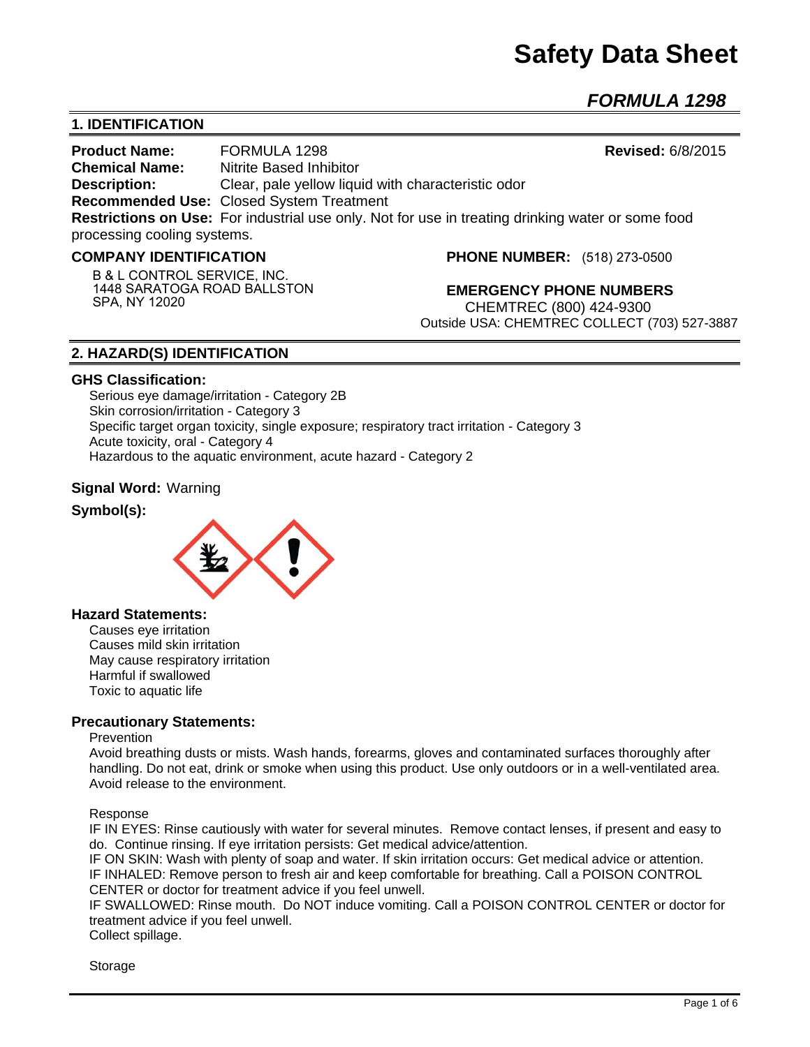# Safety Data Sheet

## *FORMULA 1298*

## 1. IDENTIFICATION

**Product Name:** FORMULA 1298 **Revised:** 6/8/2015
**Chemical Name:** Nitrite Based Inhibitor
**Description:** Clear, pale yellow liquid with characteristic odor
**Recommended Use:** Closed System Treatment
**Restrictions on Use:** For industrial use only. Not for use in treating drinking water or some food processing cooling systems.

**COMPANY IDENTIFICATION**

B & L CONTROL SERVICE, INC.
1448 SARATOGA ROAD BALLSTON
SPA, NY 12020

**PHONE NUMBER:** (518) 273-0500

**EMERGENCY PHONE NUMBERS**
CHEMTREC (800) 424-9300
Outside USA: CHEMTREC COLLECT (703) 527-3887

## 2. HAZARD(S) IDENTIFICATION

### GHS Classification:

Serious eye damage/irritation - Category 2B
Skin corrosion/irritation - Category 3
Specific target organ toxicity, single exposure; respiratory tract irritation - Category 3
Acute toxicity, oral - Category 4
Hazardous to the aquatic environment, acute hazard - Category 2

**Signal Word:** Warning

**Symbol(s):**

### Hazard Statements:

Causes eye irritation
Causes mild skin irritation
May cause respiratory irritation
Harmful if swallowed
Toxic to aquatic life

### Precautionary Statements:

Prevention

Avoid breathing dusts or mists. Wash hands, forearms, gloves and contaminated surfaces thoroughly after handling. Do not eat, drink or smoke when using this product. Use only outdoors or in a well-ventilated area. Avoid release to the environment.

Response

IF IN EYES: Rinse cautiously with water for several minutes. Remove contact lenses, if present and easy to do. Continue rinsing. If eye irritation persists: Get medical advice/attention.
IF ON SKIN: Wash with plenty of soap and water. If skin irritation occurs: Get medical advice or attention.
IF INHALED: Remove person to fresh air and keep comfortable for breathing. Call a POISON CONTROL CENTER or doctor for treatment advice if you feel unwell.
IF SWALLOWED: Rinse mouth. Do NOT induce vomiting. Call a POISON CONTROL CENTER or doctor for treatment advice if you feel unwell.
Collect spillage.

Storage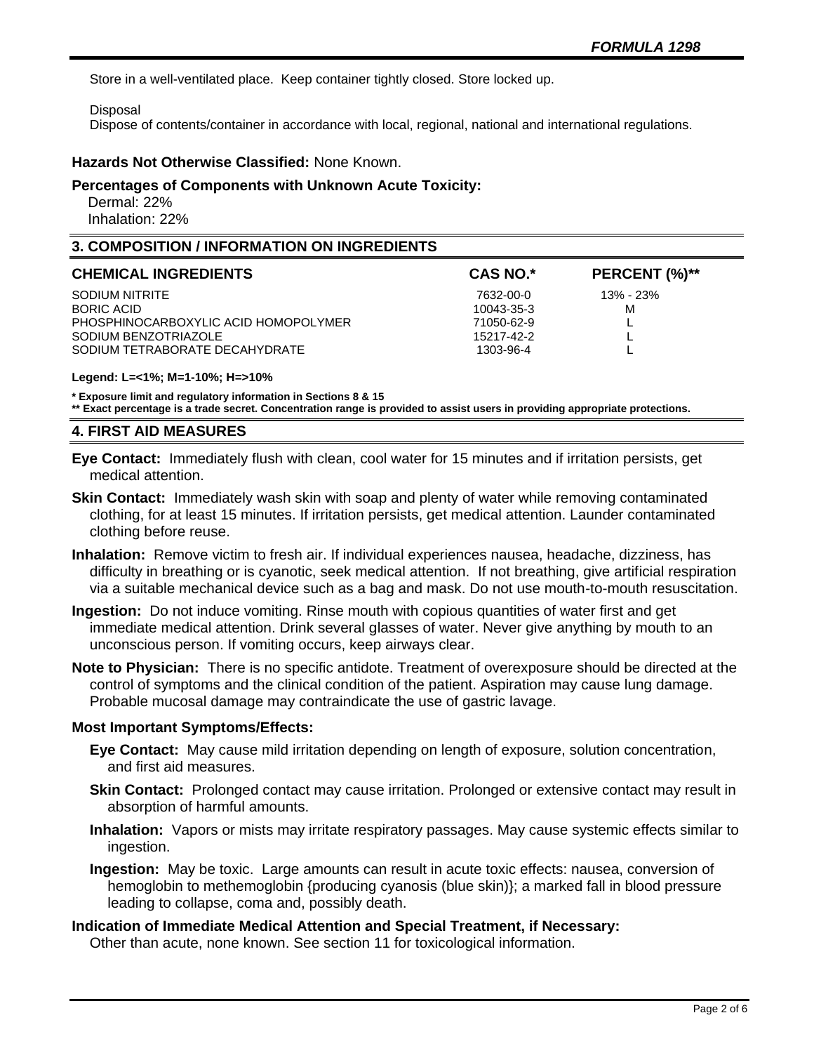Store in a well-ventilated place. Keep container tightly closed. Store locked up.

Disposal

Dispose of contents/container in accordance with local, regional, national and international regulations.

**Hazards Not Otherwise Classified:** None Known.

**Percentages of Components with Unknown Acute Toxicity:**

Dermal: 22%

Inhalation: 22%

## 3. COMPOSITION / INFORMATION ON INGREDIENTS

| CHEMICAL INGREDIENTS | CAS NO.* | PERCENT (%)** |
|---|---|---|
| SODIUM NITRITE | 7632-00-0 | 13% - 23% |
| BORIC ACID | 10043-35-3 | M |
| PHOSPHINOCARBOXYLIC ACID HOMOPOLYMER | 71050-62-9 | L |
| SODIUM BENZOTRIAZOLE | 15217-42-2 | L |
| SODIUM TETRABORATE DECAHYDRATE | 1303-96-4 | L |

**Legend: L=<1%; M=1-10%; H=>10%**

**\* Exposure limit and regulatory information in Sections 8 & 15**

**\*\* Exact percentage is a trade secret. Concentration range is provided to assist users in providing appropriate protections.**

## 4. FIRST AID MEASURES

**Eye Contact:** Immediately flush with clean, cool water for 15 minutes and if irritation persists, get medical attention.

**Skin Contact:** Immediately wash skin with soap and plenty of water while removing contaminated clothing, for at least 15 minutes. If irritation persists, get medical attention. Launder contaminated clothing before reuse.

**Inhalation:** Remove victim to fresh air. If individual experiences nausea, headache, dizziness, has difficulty in breathing or is cyanotic, seek medical attention. If not breathing, give artificial respiration via a suitable mechanical device such as a bag and mask. Do not use mouth-to-mouth resuscitation.

**Ingestion:** Do not induce vomiting. Rinse mouth with copious quantities of water first and get immediate medical attention. Drink several glasses of water. Never give anything by mouth to an unconscious person. If vomiting occurs, keep airways clear.

**Note to Physician:** There is no specific antidote. Treatment of overexposure should be directed at the control of symptoms and the clinical condition of the patient. Aspiration may cause lung damage. Probable mucosal damage may contraindicate the use of gastric lavage.

**Most Important Symptoms/Effects:**

**Eye Contact:** May cause mild irritation depending on length of exposure, solution concentration, and first aid measures.

**Skin Contact:** Prolonged contact may cause irritation. Prolonged or extensive contact may result in absorption of harmful amounts.

**Inhalation:** Vapors or mists may irritate respiratory passages. May cause systemic effects similar to ingestion.

**Ingestion:** May be toxic. Large amounts can result in acute toxic effects: nausea, conversion of hemoglobin to methemoglobin {producing cyanosis (blue skin)}; a marked fall in blood pressure leading to collapse, coma and, possibly death.

**Indication of Immediate Medical Attention and Special Treatment, if Necessary:**

Other than acute, none known. See section 11 for toxicological information.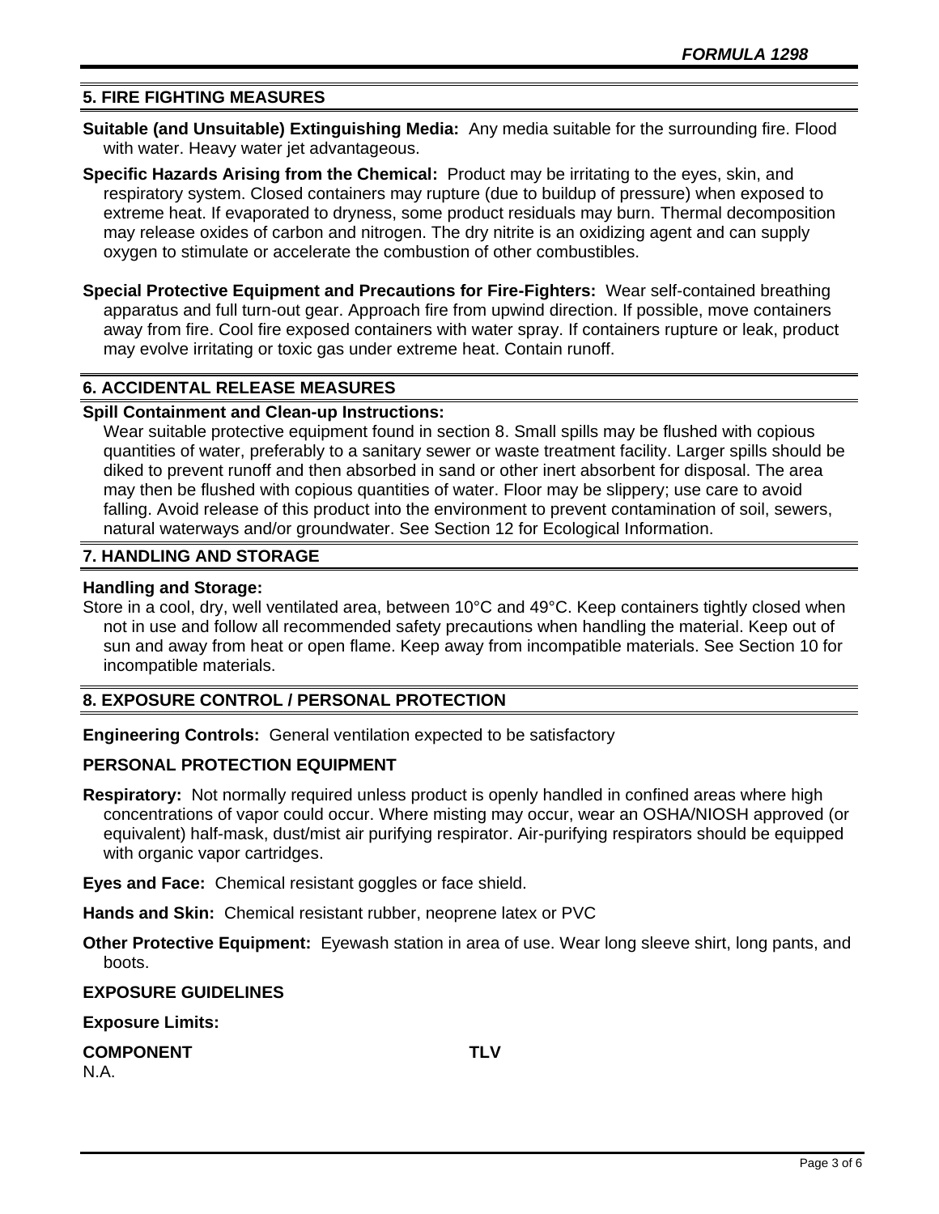## 5. FIRE FIGHTING MEASURES

**Suitable (and Unsuitable) Extinguishing Media:** Any media suitable for the surrounding fire. Flood with water. Heavy water jet advantageous.

**Specific Hazards Arising from the Chemical:** Product may be irritating to the eyes, skin, and respiratory system. Closed containers may rupture (due to buildup of pressure) when exposed to extreme heat. If evaporated to dryness, some product residuals may burn. Thermal decomposition may release oxides of carbon and nitrogen. The dry nitrite is an oxidizing agent and can supply oxygen to stimulate or accelerate the combustion of other combustibles.

**Special Protective Equipment and Precautions for Fire-Fighters:** Wear self-contained breathing apparatus and full turn-out gear. Approach fire from upwind direction. If possible, move containers away from fire. Cool fire exposed containers with water spray. If containers rupture or leak, product may evolve irritating or toxic gas under extreme heat. Contain runoff.

## 6. ACCIDENTAL RELEASE MEASURES

**Spill Containment and Clean-up Instructions:**

Wear suitable protective equipment found in section 8. Small spills may be flushed with copious quantities of water, preferably to a sanitary sewer or waste treatment facility. Larger spills should be diked to prevent runoff and then absorbed in sand or other inert absorbent for disposal. The area may then be flushed with copious quantities of water. Floor may be slippery; use care to avoid falling. Avoid release of this product into the environment to prevent contamination of soil, sewers, natural waterways and/or groundwater. See Section 12 for Ecological Information.

## 7. HANDLING AND STORAGE

**Handling and Storage:**

Store in a cool, dry, well ventilated area, between 10°C and 49°C. Keep containers tightly closed when not in use and follow all recommended safety precautions when handling the material. Keep out of sun and away from heat or open flame. Keep away from incompatible materials. See Section 10 for incompatible materials.

## 8. EXPOSURE CONTROL / PERSONAL PROTECTION

**Engineering Controls:** General ventilation expected to be satisfactory

**PERSONAL PROTECTION EQUIPMENT**

**Respiratory:** Not normally required unless product is openly handled in confined areas where high concentrations of vapor could occur. Where misting may occur, wear an OSHA/NIOSH approved (or equivalent) half-mask, dust/mist air purifying respirator. Air-purifying respirators should be equipped with organic vapor cartridges.

**Eyes and Face:** Chemical resistant goggles or face shield.

**Hands and Skin:** Chemical resistant rubber, neoprene latex or PVC

**Other Protective Equipment:** Eyewash station in area of use. Wear long sleeve shirt, long pants, and boots.

**EXPOSURE GUIDELINES**

**Exposure Limits:**

| COMPONENT | TLV |
|---|---|
| N.A. | |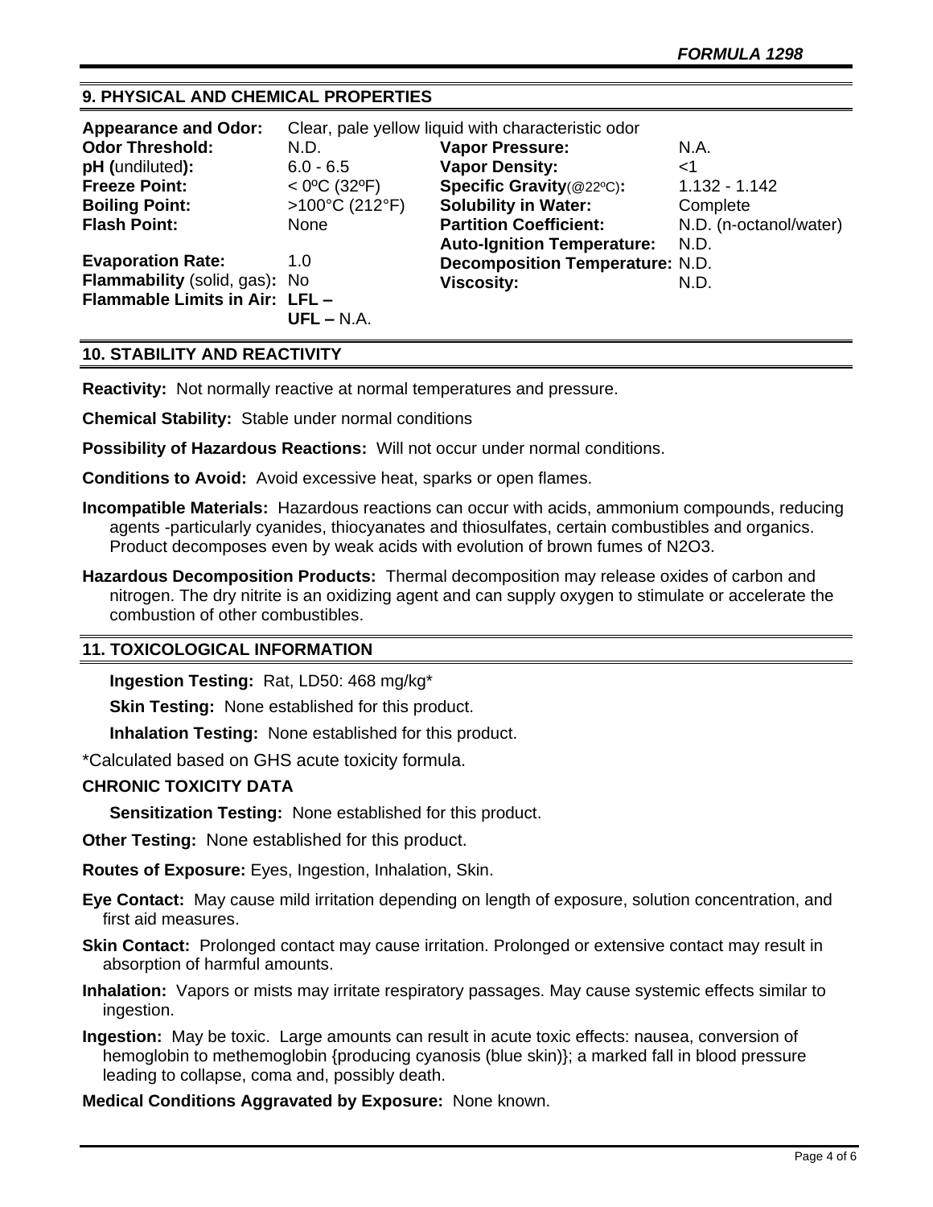## 9. PHYSICAL AND CHEMICAL PROPERTIES

| | | | |
|---|---|---|---|
| **Appearance and Odor:** | Clear, pale yellow liquid with characteristic odor | | |
| **Odor Threshold:** | N.D. | **Vapor Pressure:** | N.A. |
| **pH (**undiluted**):** | 6.0 - 6.5 | **Vapor Density:** | <1 |
| **Freeze Point:** | < 0ºC (32ºF) | **Specific Gravity**(@22ºC)**:** | 1.132 - 1.142 |
| **Boiling Point:** | >100°C (212°F) | **Solubility in Water:** | Complete |
| **Flash Point:** | None | **Partition Coefficient:** | N.D. (n-octanol/water) |
| | | **Auto-Ignition Temperature:** | N.D. |
| **Evaporation Rate:** | 1.0 | **Decomposition Temperature:** | N.D. |
| **Flammability** (solid, gas)**:** | No | **Viscosity:** | N.D. |
| **Flammable Limits in Air:** | **LFL –** **UFL –** N.A. | | |

## 10. STABILITY AND REACTIVITY

**Reactivity:** Not normally reactive at normal temperatures and pressure.

**Chemical Stability:** Stable under normal conditions

**Possibility of Hazardous Reactions:** Will not occur under normal conditions.

**Conditions to Avoid:** Avoid excessive heat, sparks or open flames.

**Incompatible Materials:** Hazardous reactions can occur with acids, ammonium compounds, reducing agents -particularly cyanides, thiocyanates and thiosulfates, certain combustibles and organics. Product decomposes even by weak acids with evolution of brown fumes of $N_2O_3$.

**Hazardous Decomposition Products:** Thermal decomposition may release oxides of carbon and nitrogen. The dry nitrite is an oxidizing agent and can supply oxygen to stimulate or accelerate the combustion of other combustibles.

## 11. TOXICOLOGICAL INFORMATION

**Ingestion Testing:** Rat, LD50: 468 mg/kg*

**Skin Testing:** None established for this product.

**Inhalation Testing:** None established for this product.

*Calculated based on GHS acute toxicity formula.

### CHRONIC TOXICITY DATA

**Sensitization Testing:** None established for this product.

**Other Testing:** None established for this product.

**Routes of Exposure:** Eyes, Ingestion, Inhalation, Skin.

**Eye Contact:** May cause mild irritation depending on length of exposure, solution concentration, and first aid measures.

**Skin Contact:** Prolonged contact may cause irritation. Prolonged or extensive contact may result in absorption of harmful amounts.

**Inhalation:** Vapors or mists may irritate respiratory passages. May cause systemic effects similar to ingestion.

**Ingestion:** May be toxic. Large amounts can result in acute toxic effects: nausea, conversion of hemoglobin to methemoglobin {producing cyanosis (blue skin)}; a marked fall in blood pressure leading to collapse, coma and, possibly death.

**Medical Conditions Aggravated by Exposure:** None known.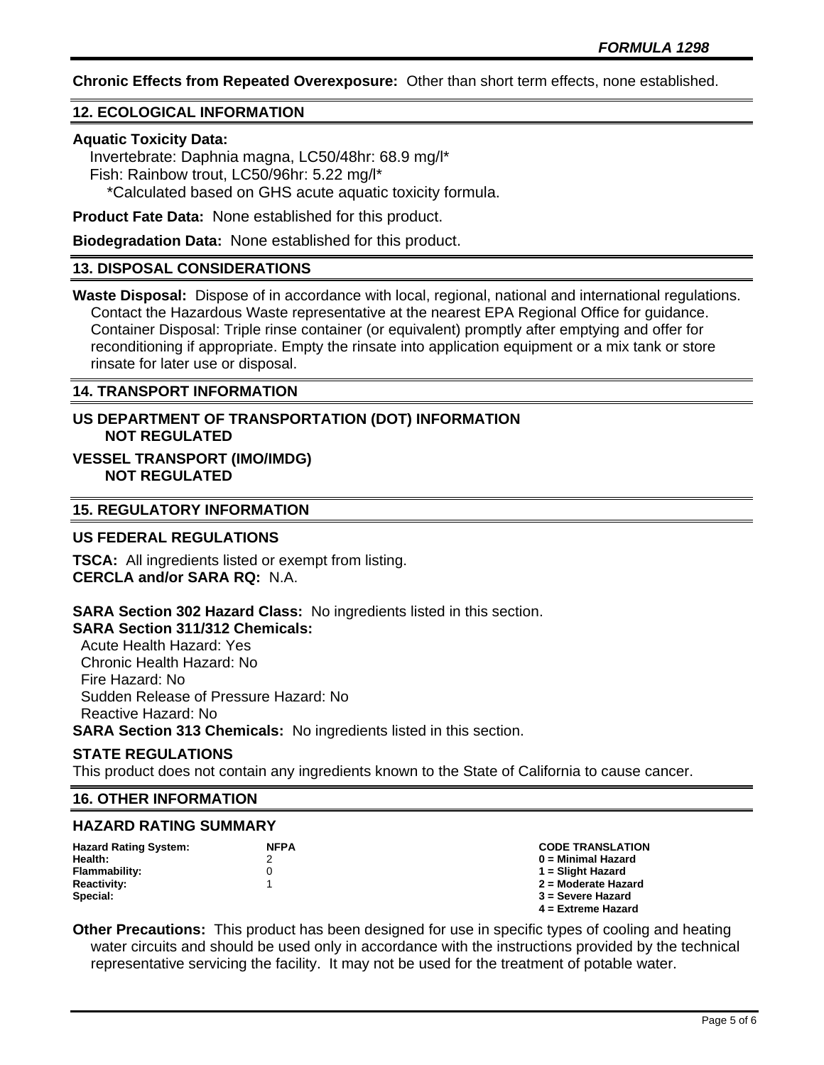**Chronic Effects from Repeated Overexposure:** Other than short term effects, none established.

## 12. ECOLOGICAL INFORMATION

**Aquatic Toxicity Data:**
Invertebrate: Daphnia magna, LC50/48hr: 68.9 mg/l*
Fish: Rainbow trout, LC50/96hr: 5.22 mg/l*
*Calculated based on GHS acute aquatic toxicity formula.

**Product Fate Data:** None established for this product.

**Biodegradation Data:** None established for this product.

## 13. DISPOSAL CONSIDERATIONS

**Waste Disposal:** Dispose of in accordance with local, regional, national and international regulations. Contact the Hazardous Waste representative at the nearest EPA Regional Office for guidance. Container Disposal: Triple rinse container (or equivalent) promptly after emptying and offer for reconditioning if appropriate. Empty the rinsate into application equipment or a mix tank or store rinsate for later use or disposal.

## 14. TRANSPORT INFORMATION

**US DEPARTMENT OF TRANSPORTATION (DOT) INFORMATION**
**NOT REGULATED**

**VESSEL TRANSPORT (IMO/IMDG)**
**NOT REGULATED**

## 15. REGULATORY INFORMATION

### US FEDERAL REGULATIONS

**TSCA:** All ingredients listed or exempt from listing.
**CERCLA and/or SARA RQ:** N.A.

**SARA Section 302 Hazard Class:** No ingredients listed in this section.
**SARA Section 311/312 Chemicals:**
Acute Health Hazard: Yes
Chronic Health Hazard: No
Fire Hazard: No
Sudden Release of Pressure Hazard: No
Reactive Hazard: No
**SARA Section 313 Chemicals:** No ingredients listed in this section.

### STATE REGULATIONS

This product does not contain any ingredients known to the State of California to cause cancer.

## 16. OTHER INFORMATION

### HAZARD RATING SUMMARY

| Hazard Rating System: | NFPA | CODE TRANSLATION |
|---|---|---|
| Health: | 2 | 0 = Minimal Hazard |
| Flammability: | 0 | 1 = Slight Hazard |
| Reactivity: | 1 | 2 = Moderate Hazard |
| Special: | | 3 = Severe Hazard |
| | | 4 = Extreme Hazard |

**Other Precautions:** This product has been designed for use in specific types of cooling and heating water circuits and should be used only in accordance with the instructions provided by the technical representative servicing the facility. It may not be used for the treatment of potable water.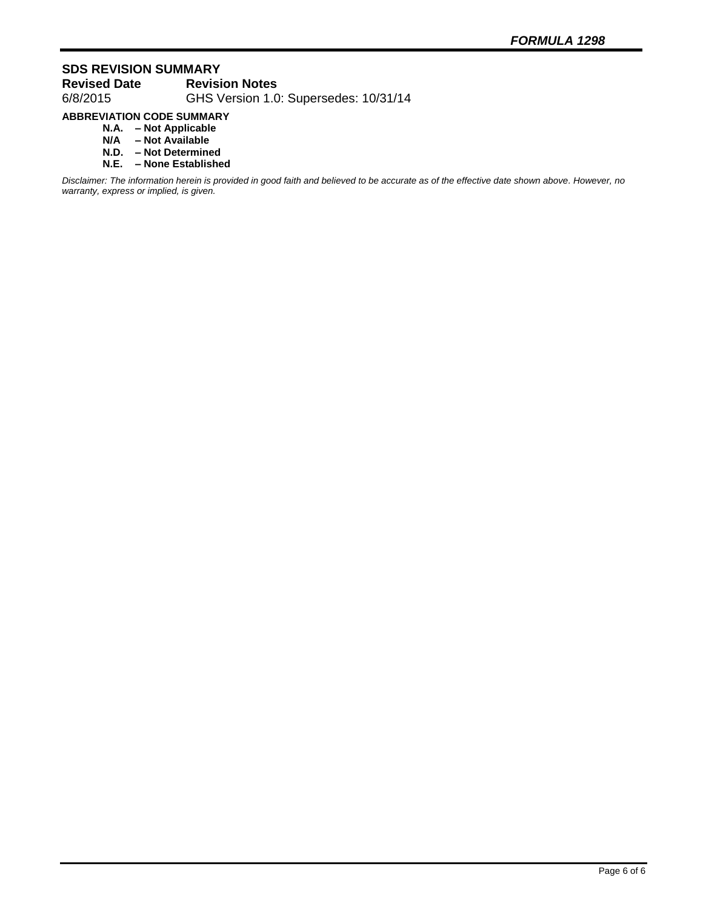## SDS REVISION SUMMARY

| Revised Date | Revision Notes |
| --- | --- |
| 6/8/2015 | GHS Version 1.0: Supersedes: 10/31/14 |

**ABBREVIATION CODE SUMMARY**

- **N.A. – Not Applicable**
- **N/A – Not Available**
- **N.D. – Not Determined**
- **N.E. – None Established**

*Disclaimer: The information herein is provided in good faith and believed to be accurate as of the effective date shown above. However, no warranty, express or implied, is given.*